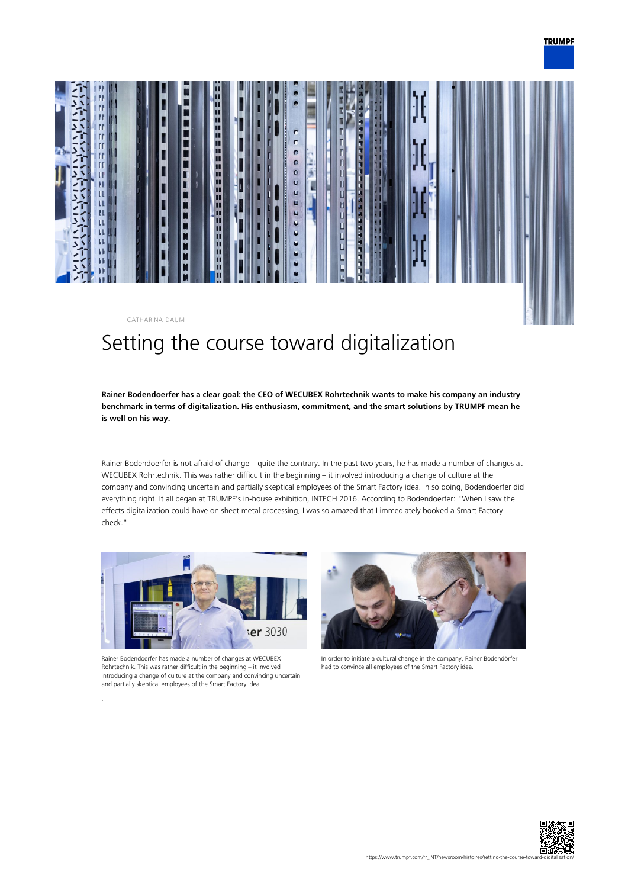CATHARINA DAUM

# Setting the course toward digitalization

**Rainer Bodendoerfer has a clear goal: the CEO of WECUBEX Rohrtechnik wants to make his company an industry benchmark in terms of digitalization. His enthusiasm, commitment, and the smart solutions by TRUMPF mean he is well on his way.**

Rainer Bodendoerfer is not afraid of change – quite the contrary. In the past two years, he has made a number of changes at WECUBEX Rohrtechnik. This was rather difficult in the beginning – it involved introducing a change of culture at the company and convincing uncertain and partially skeptical employees of the Smart Factory idea. In so doing, Bodendoerfer did everything right. It all began at TRUMPF's in-house exhibition, INTECH 2016. According to Bodendoerfer: "When I saw the effects digitalization could have on sheet metal processing, I was so amazed that I immediately booked a Smart Factory check."

Rainer Bodendoerfer has made a number of changes at WECUBEX Rohrtechnik. This was rather difficult in the beginning – it involved introducing a change of culture at the company and convincing uncertain and partially skeptical employees of the Smart Factory idea.

In order to initiate a cultural change in the company, Rainer Bodendörfer had to convince all employees of the Smart Factory idea.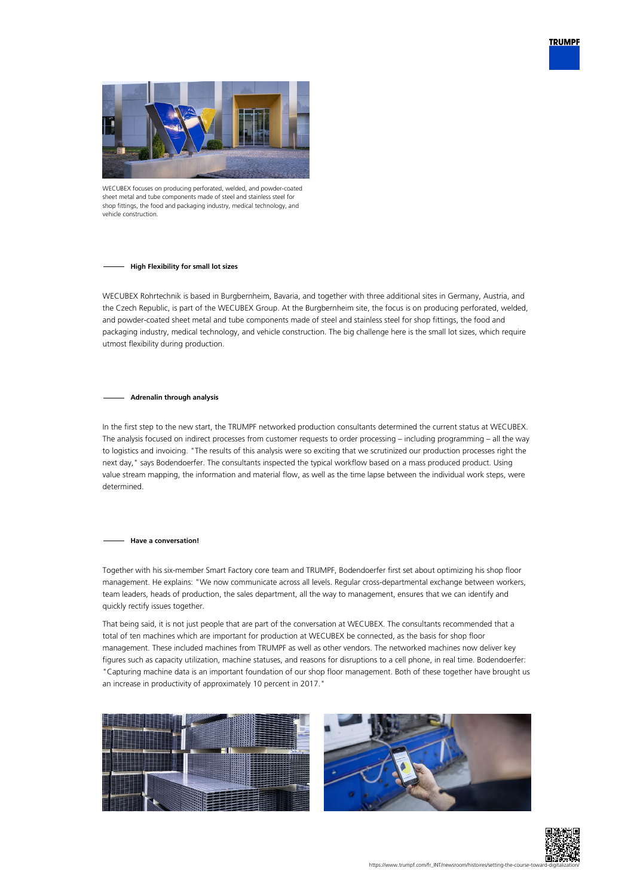WECUBEX focuses on producing perforated, welded, and powder-coated sheet metal and tube components made of steel and stainless steel for shop fittings, the food and packaging industry, medical technology, and vehicle construction.

### High Flexibility for small lot sizes

WECUBEX Rohrtechnik is based in Burgbernheim, Bavaria, and together with three additional sites in Germany, Austria, and the Czech Republic, is part of the WECUBEX Group. At the Burgbernheim site, the focus is on producing perforated, welded, and powder-coated sheet metal and tube components made of steel and stainless steel for shop fittings, the food and packaging industry, medical technology, and vehicle construction. The big challenge here is the small lot sizes, which require utmost flexibility during production.

### Adrenalin through analysis

In the first step to the new start, the TRUMPF networked production consultants determined the current status at WECUBEX. The analysis focused on indirect processes from customer requests to order processing – including programming – all the way to logistics and invoicing. "The results of this analysis were so exciting that we scrutinized our production processes right the next day," says Bodendoerfer. The consultants inspected the typical workflow based on a mass produced product. Using value stream mapping, the information and material flow, as well as the time lapse between the individual work steps, were determined.

### Have a conversation!

Together with his six-member Smart Factory core team and TRUMPF, Bodendoerfer first set about optimizing his shop floor management. He explains: "We now communicate across all levels. Regular cross-departmental exchange between workers, team leaders, heads of production, the sales department, all the way to management, ensures that we can identify and quickly rectify issues together.

That being said, it is not just people that are part of the conversation at WECUBEX. The consultants recommended that a total of ten machines which are important for production at WECUBEX be connected, as the basis for shop floor management. These included machines from TRUMPF as well as other vendors. The networked machines now deliver key figures such as capacity utilization, machine statuses, and reasons for disruptions to a cell phone, in real time. Bodendoerfer: "Capturing machine data is an important foundation of our shop floor management. Both of these together have brought us an increase in productivity of approximately 10 percent in 2017."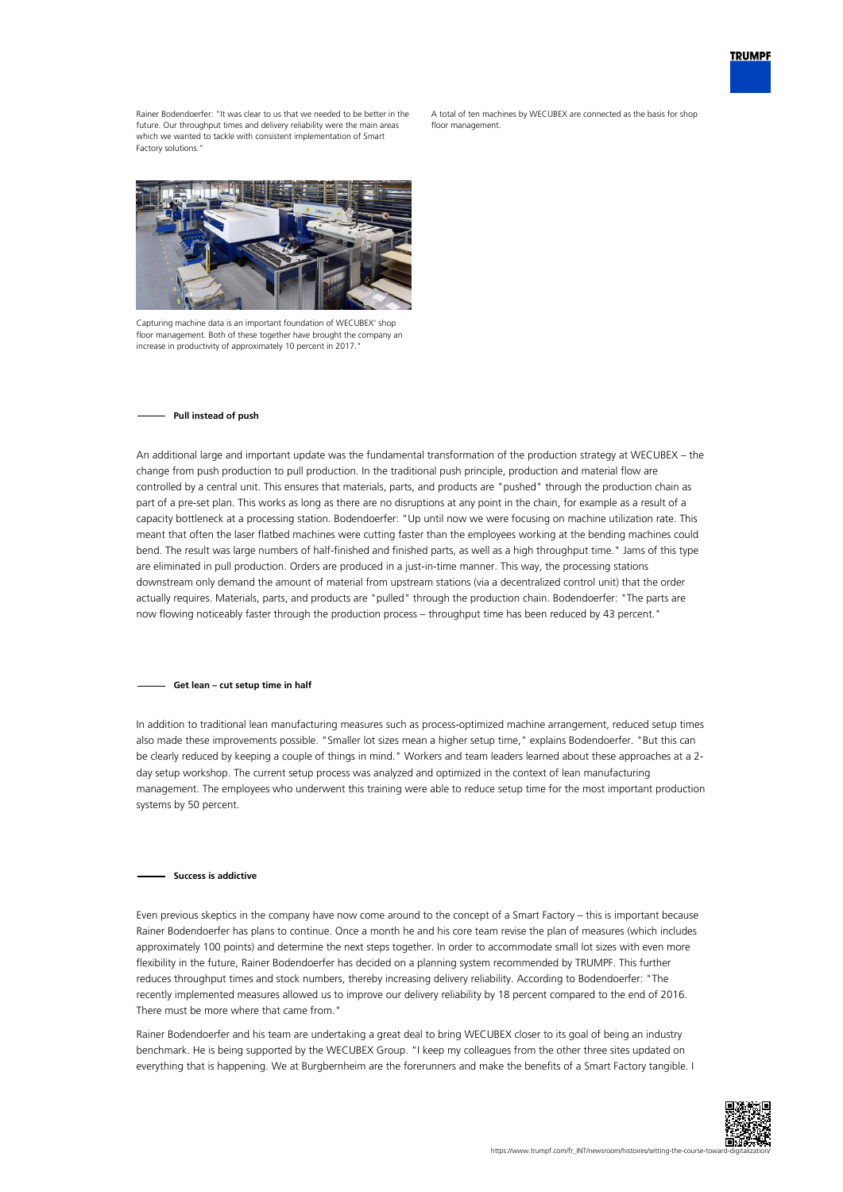Rainer Bodendoerfer: "It was clear to us that we needed to be better in the future. Our throughput times and delivery reliability were the main areas which we wanted to tackle with consistent implementation of Smart Factory solutions."

A total of ten machines by WECUBEX are connected as the basis for shop floor management.

Capturing machine data is an important foundation of WECUBEX' shop floor management. Both of these together have brought the company an increase in productivity of approximately 10 percent in 2017."

## Pull instead of push

An additional large and important update was the fundamental transformation of the production strategy at WECUBEX – the change from push production to pull production. In the traditional push principle, production and material flow are controlled by a central unit. This ensures that materials, parts, and products are "pushed" through the production chain as part of a pre-set plan. This works as long as there are no disruptions at any point in the chain, for example as a result of a capacity bottleneck at a processing station. Bodendoerfer: "Up until now we were focusing on machine utilization rate. This meant that often the laser flatbed machines were cutting faster than the employees working at the bending machines could bend. The result was large numbers of half-finished and finished parts, as well as a high throughput time." Jams of this type are eliminated in pull production. Orders are produced in a just-in-time manner. This way, the processing stations downstream only demand the amount of material from upstream stations (via a decentralized control unit) that the order actually requires. Materials, parts, and products are "pulled" through the production chain. Bodendoerfer: "The parts are now flowing noticeably faster through the production process – throughput time has been reduced by 43 percent."

## Get lean – cut setup time in half

In addition to traditional lean manufacturing measures such as process-optimized machine arrangement, reduced setup times also made these improvements possible. "Smaller lot sizes mean a higher setup time," explains Bodendoerfer. "But this can be clearly reduced by keeping a couple of things in mind." Workers and team leaders learned about these approaches at a 2-day setup workshop. The current setup process was analyzed and optimized in the context of lean manufacturing management. The employees who underwent this training were able to reduce setup time for the most important production systems by 50 percent.

## Success is addictive

Even previous skeptics in the company have now come around to the concept of a Smart Factory – this is important because Rainer Bodendoerfer has plans to continue. Once a month he and his core team revise the plan of measures (which includes approximately 100 points) and determine the next steps together. In order to accommodate small lot sizes with even more flexibility in the future, Rainer Bodendoerfer has decided on a planning system recommended by TRUMPF. This further reduces throughput times and stock numbers, thereby increasing delivery reliability. According to Bodendoerfer: "The recently implemented measures allowed us to improve our delivery reliability by 18 percent compared to the end of 2016. There must be more where that came from."

Rainer Bodendoerfer and his team are undertaking a great deal to bring WECUBEX closer to its goal of being an industry benchmark. He is being supported by the WECUBEX Group. "I keep my colleagues from the other three sites updated on everything that is happening. We at Burgbernheim are the forerunners and make the benefits of a Smart Factory tangible. I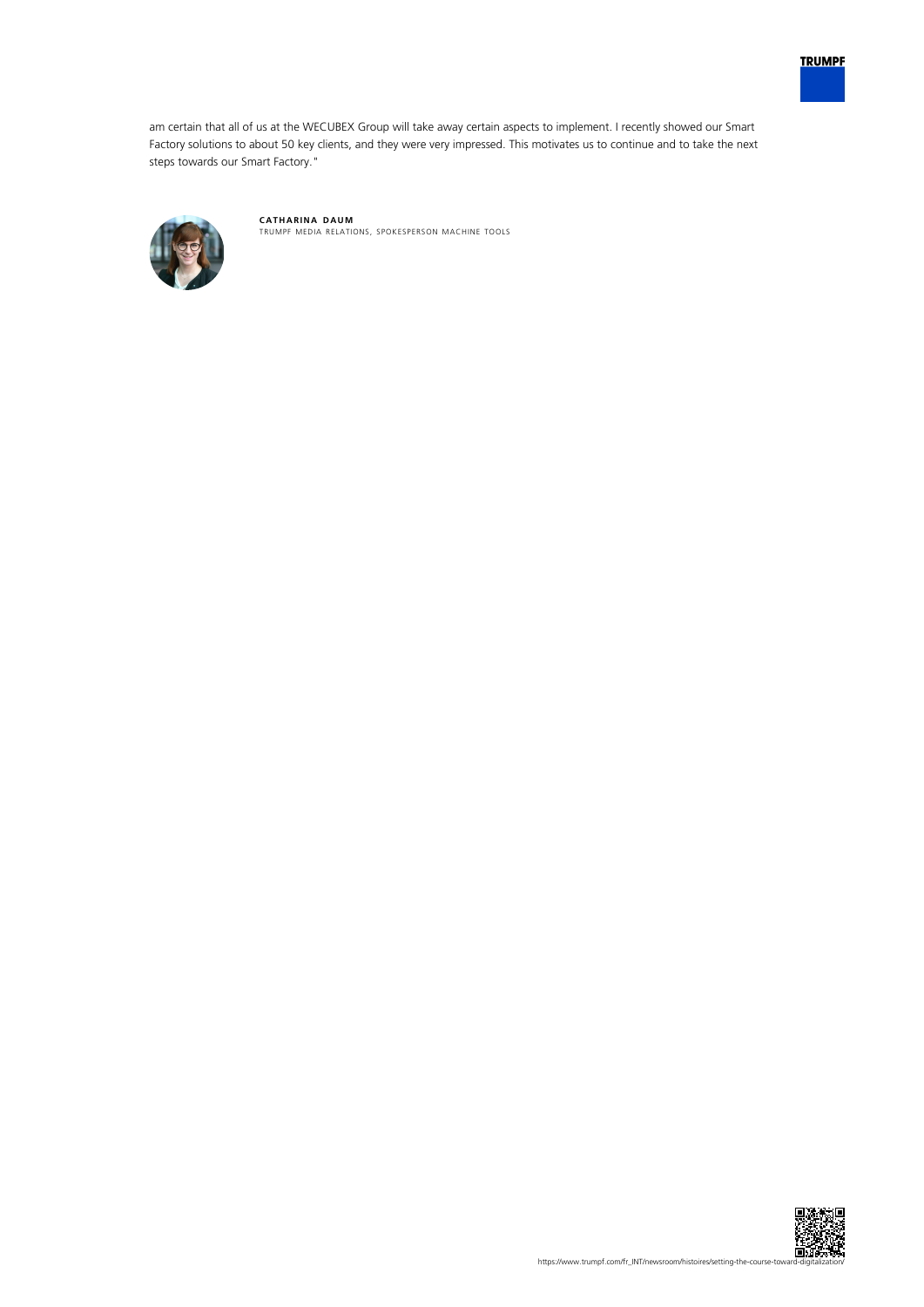am certain that all of us at the WECUBEX Group will take away certain aspects to implement. I recently showed our Smart Factory solutions to about 50 key clients, and they were very impressed. This motivates us to continue and to take the next steps towards our Smart Factory."

**CATHARINA DAUM**
TRUMPF MEDIA RELATIONS, SPOKESPERSON MACHINE TOOLS